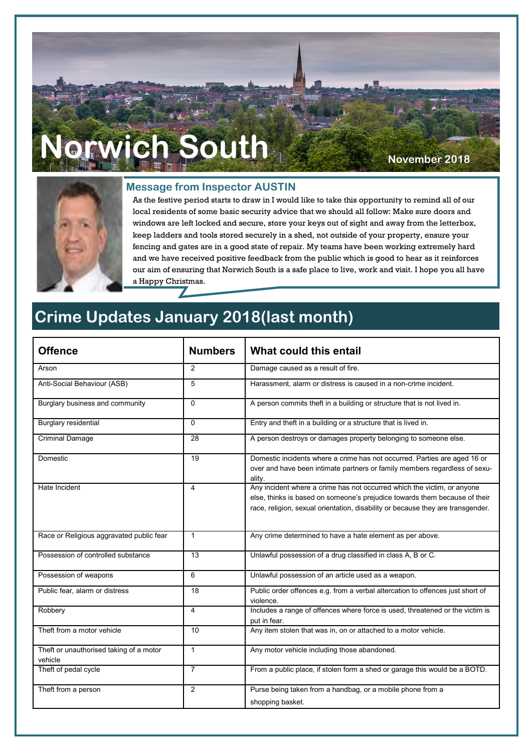# Norwich South

**November 2018**

## Message from Inspector AUSTIN

As the festive period starts to draw in I would like to take this opportunity to remind all of our local residents of some basic security advice that we should all follow: Make sure doors and windows are left locked and secure, store your keys out of sight and away from the letterbox, keep ladders and tools stored securely in a shed, not outside of your property, ensure your fencing and gates are in a good state of repair. My teams have been working extremely hard and we have received positive feedback from the public which is good to hear as it reinforces our aim of ensuring that Norwich South is a safe place to live, work and visit. I hope you all have a Happy Christmas.

## Crime Updates January 2018(last month)

| Offence | Numbers | What could this entail |
|---|---|---|
| Arson | 2 | Damage caused as a result of fire. |
| Anti-Social Behaviour (ASB) | 5 | Harassment, alarm or distress is caused in a non-crime incident. |
| Burglary business and community | 0 | A person commits theft in a building or structure that is not lived in. |
| Burglary residential | 0 | Entry and theft in a building or a structure that is lived in. |
| Criminal Damage | 28 | A person destroys or damages property belonging to someone else. |
| Domestic | 19 | Domestic incidents where a crime has not occurred. Parties are aged 16 or over and have been intimate partners or family members regardless of sexuality. |
| Hate Incident | 4 | Any incident where a crime has not occurred which the victim, or anyone else, thinks is based on someone's prejudice towards them because of their race, religion, sexual orientation, disability or because they are transgender. |
| Race or Religious aggravated public fear | 1 | Any crime determined to have a hate element as per above. |
| Possession of controlled substance | 13 | Unlawful possession of a drug classified in class A, B or C. |
| Possession of weapons | 6 | Unlawful possession of an article used as a weapon. |
| Public fear, alarm or distress | 18 | Public order offences e.g. from a verbal altercation to offences just short of violence. |
| Robbery | 4 | Includes a range of offences where force is used, threatened or the victim is put in fear. |
| Theft from a motor vehicle | 10 | Any item stolen that was in, on or attached to a motor vehicle. |
| Theft or unauthorised taking of a motor vehicle | 1 | Any motor vehicle including those abandoned. |
| Theft of pedal cycle | 7 | From a public place, if stolen form a shed or garage this would be a BOTD. |
| Theft from a person | 2 | Purse being taken from a handbag, or a mobile phone from a shopping basket. |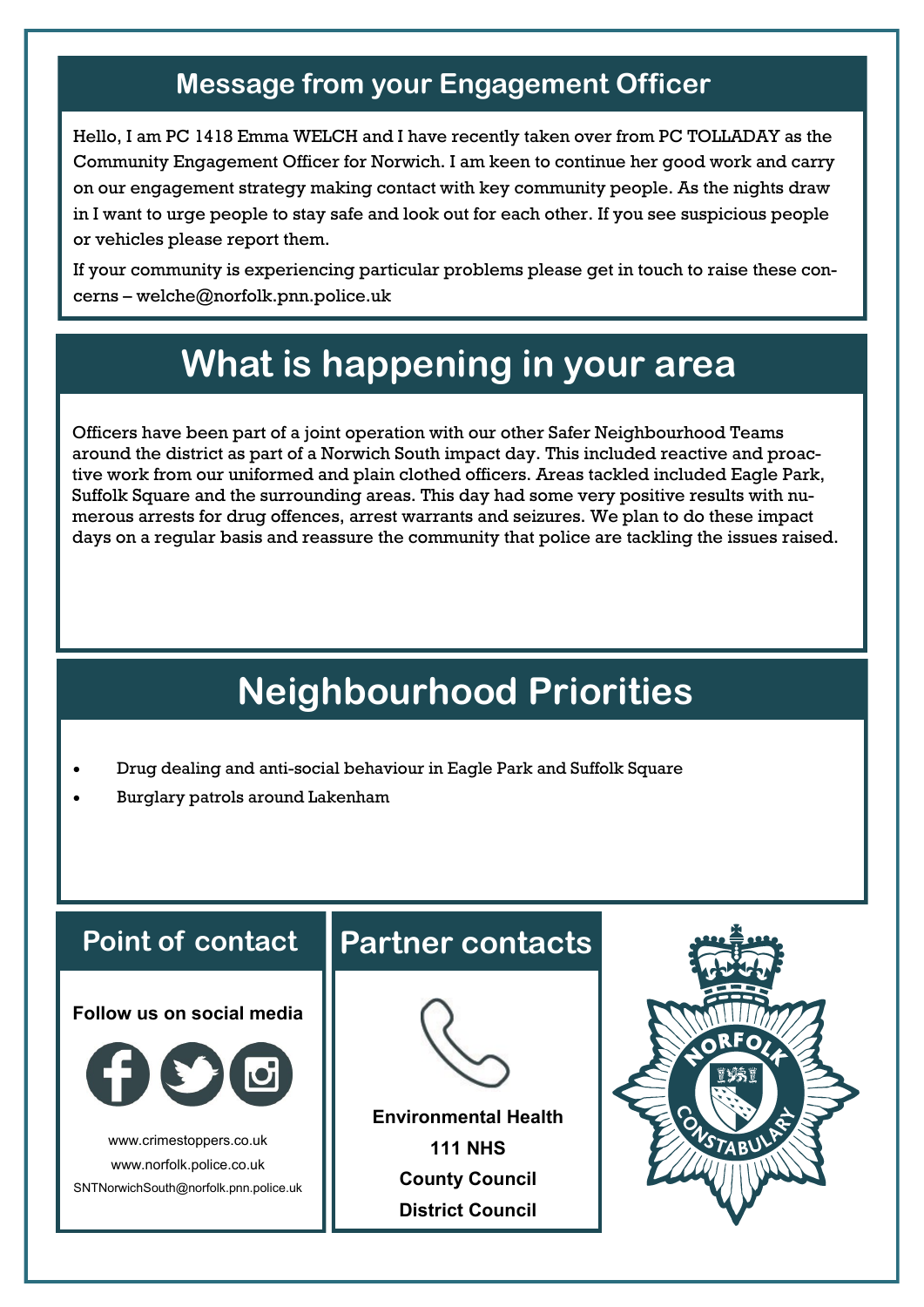## Message from your Engagement Officer

Hello, I am PC 1418 Emma WELCH and I have recently taken over from PC TOLLADAY as the Community Engagement Officer for Norwich. I am keen to continue her good work and carry on our engagement strategy making contact with key community people. As the nights draw in I want to urge people to stay safe and look out for each other. If you see suspicious people or vehicles please report them.

If your community is experiencing particular problems please get in touch to raise these concerns – welche@norfolk.pnn.police.uk

# What is happening in your area

Officers have been part of a joint operation with our other Safer Neighbourhood Teams around the district as part of a Norwich South impact day. This included reactive and proactive work from our uniformed and plain clothed officers. Areas tackled included Eagle Park, Suffolk Square and the surrounding areas. This day had some very positive results with numerous arrests for drug offences, arrest warrants and seizures. We plan to do these impact days on a regular basis and reassure the community that police are tackling the issues raised.

# Neighbourhood Priorities

- Drug dealing and anti-social behaviour in Eagle Park and Suffolk Square
- Burglary patrols around Lakenham

## Point of contact

**Follow us on social media**

www.crimestoppers.co.uk

www.norfolk.police.co.uk

SNTNorwichSouth@norfolk.pnn.police.uk

## Partner contacts

**Environmental Health**

**111 NHS**

**County Council**

**District Council**